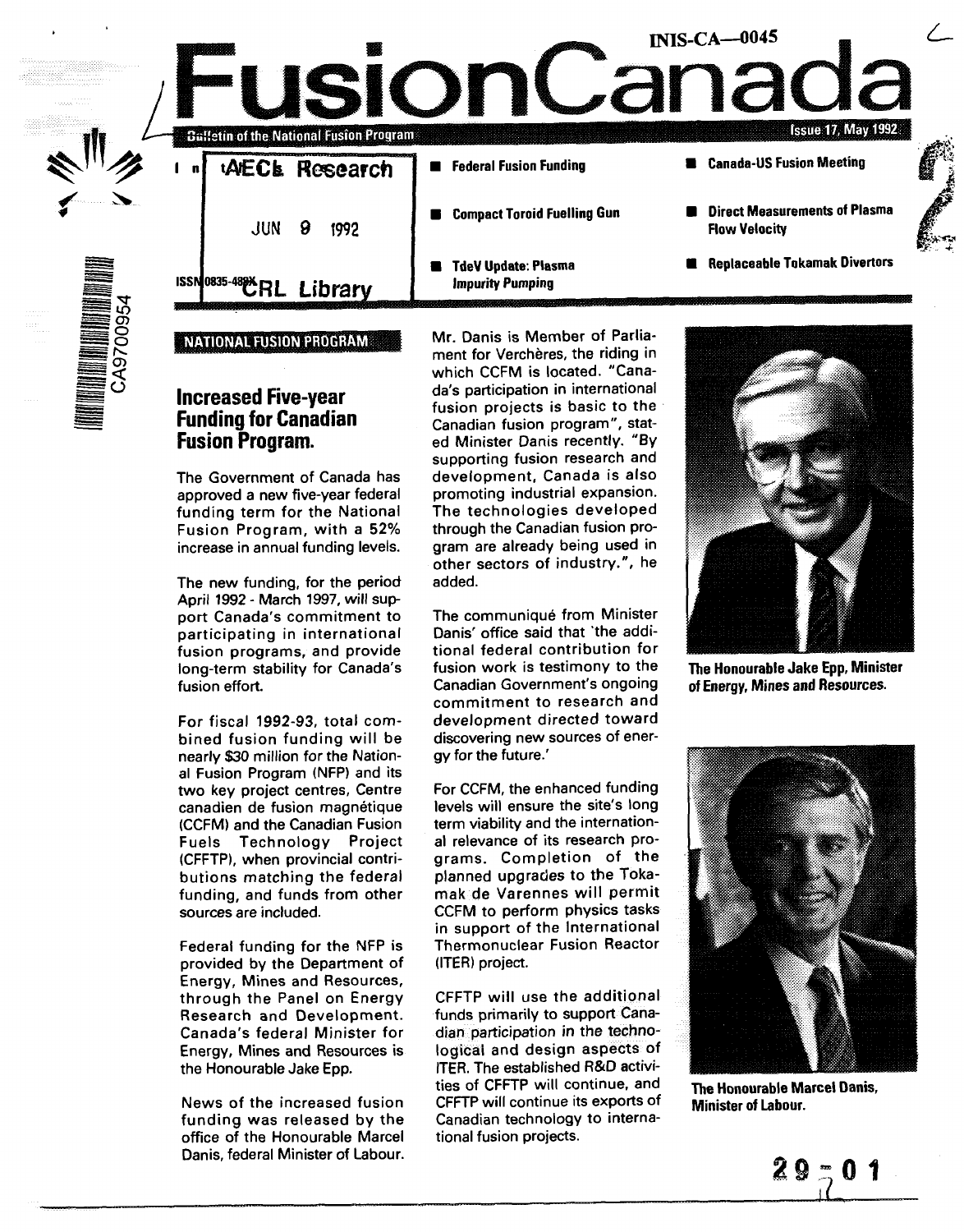INIS-CA—0045

# FusionCanada

Bulletin of the National Fusion Program

Issue 17, May 1992

AECL Research

JUN 9 1992

CRL Library

ISSN 0835-489X

In

- Federal Fusion Funding
- Compact Toroid Fuelling Gun
- TdeV Update: Plasma Impurity Pumping
- Canada-US Fusion Meeting
- Direct Measurements of Plasma Flow Velocity
- Replaceable Tokamak Divertors

NATIONAL FUSION PROGRAM

## Increased Five-year Funding for Canadian Fusion Program.

The Government of Canada has approved a new five-year federal funding term for the National Fusion Program, with a 52% increase in annual funding levels.

The new funding, for the period April 1992 - March 1997, will support Canada's commitment to participating in international fusion programs, and provide long-term stability for Canada's fusion effort.

For fiscal 1992-93, total combined fusion funding will be nearly $30 million for the National Fusion Program (NFP) and its two key project centres, Centre canadien de fusion magnétique (CCFM) and the Canadian Fusion Fuels Technology Project (CFFTP), when provincial contributions matching the federal funding, and funds from other sources are included.

Federal funding for the NFP is provided by the Department of Energy, Mines and Resources, through the Panel on Energy Research and Development. Canada's federal Minister for Energy, Mines and Resources is the Honourable Jake Epp.

News of the increased fusion funding was released by the office of the Honourable Marcel Danis, federal Minister of Labour.

Mr. Danis is Member of Parliament for Verchères, the riding in which CCFM is located. "Canada's participation in international fusion projects is basic to the Canadian fusion program", stated Minister Danis recently. "By supporting fusion research and development, Canada is also promoting industrial expansion. The technologies developed through the Canadian fusion program are already being used in other sectors of industry.", he added.

The communiqué from Minister Danis' office said that 'the additional federal contribution for fusion work is testimony to the Canadian Government's ongoing commitment to research and development directed toward discovering new sources of energy for the future.'

For CCFM, the enhanced funding levels will ensure the site's long term viability and the international relevance of its research programs. Completion of the planned upgrades to the Tokamak de Varennes will permit CCFM to perform physics tasks in support of the International Thermonuclear Fusion Reactor (ITER) project.

CFFTP will use the additional funds primarily to support Canadian participation in the technological and design aspects of ITER. The established R&D activities of CFFTP will continue, and CFFTP will continue its exports of Canadian technology to international fusion projects.

The Honourable Jake Epp, Minister of Energy, Mines and Resources.

The Honourable Marcel Danis, Minister of Labour.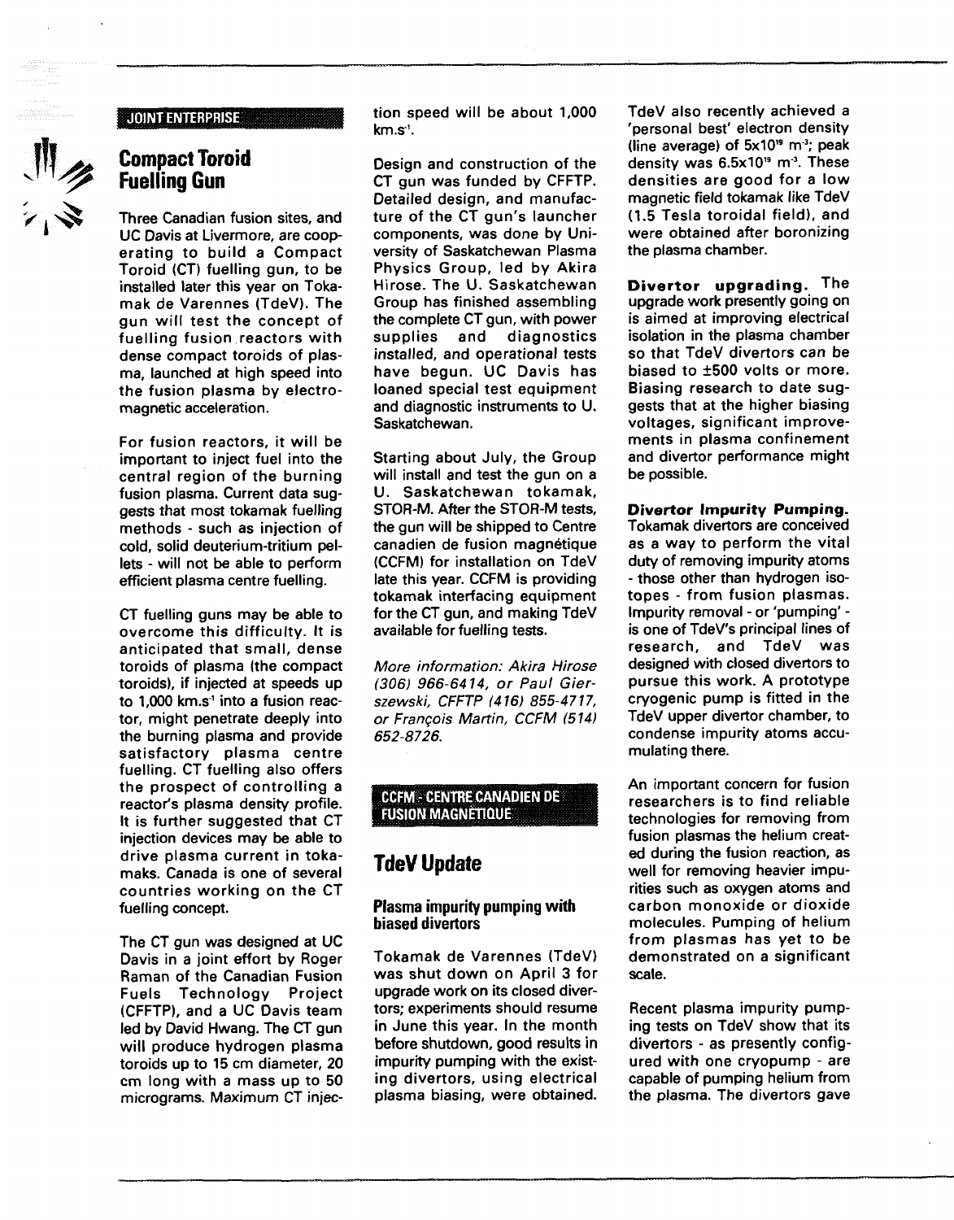JOINT ENTERPRISE

## Compact Toroid Fuelling Gun

Three Canadian fusion sites, and UC Davis at Livermore, are cooperating to build a Compact Toroid (CT) fuelling gun, to be installed later this year on Tokamak de Varennes (TdeV). The gun will test the concept of fuelling fusion reactors with dense compact toroids of plasma, launched at high speed into the fusion plasma by electromagnetic acceleration.

For fusion reactors, it will be important to inject fuel into the central region of the burning fusion plasma. Current data suggests that most tokamak fuelling methods - such as injection of cold, solid deuterium-tritium pellets - will not be able to perform efficient plasma centre fuelling.

CT fuelling guns may be able to overcome this difficulty. It is anticipated that small, dense toroids of plasma (the compact toroids), if injected at speeds up to 1,000 $km.s^{-1}$ into a fusion reactor, might penetrate deeply into the burning plasma and provide satisfactory plasma centre fuelling. CT fuelling also offers the prospect of controlling a reactor's plasma density profile. It is further suggested that CT injection devices may be able to drive plasma current in tokamaks. Canada is one of several countries working on the CT fuelling concept.

The CT gun was designed at UC Davis in a joint effort by Roger Raman of the Canadian Fusion Fuels Technology Project (CFFTP), and a UC Davis team led by David Hwang. The CT gun will produce hydrogen plasma toroids up to 15 cm diameter, 20 cm long with a mass up to 50 micrograms. Maximum CT injection speed will be about 1,000 $km.s^{-1}$.

Design and construction of the CT gun was funded by CFFTP. Detailed design, and manufacture of the CT gun's launcher components, was done by University of Saskatchewan Plasma Physics Group, led by Akira Hirose. The U. Saskatchewan Group has finished assembling the complete CT gun, with power supplies and diagnostics installed, and operational tests have begun. UC Davis has loaned special test equipment and diagnostic instruments to U. Saskatchewan.

Starting about July, the Group will install and test the gun on a U. Saskatchewan tokamak, STOR-M. After the STOR-M tests, the gun will be shipped to Centre canadien de fusion magnétique (CCFM) for installation on TdeV late this year. CCFM is providing tokamak interfacing equipment for the CT gun, and making TdeV available for fuelling tests.

*More information: Akira Hirose (306) 966-6414, or Paul Gierszewski, CFFTP (416) 855-4717, or François Martin, CCFM (514) 652-8726.*

CCFM - CENTRE CANADIEN DE FUSION MAGNÉTIQUE

## TdeV Update

### Plasma impurity pumping with biased divertors

Tokamak de Varennes (TdeV) was shut down on April 3 for upgrade work on its closed divertors; experiments should resume in June this year. In the month before shutdown, good results in impurity pumping with the existing divertors, using electrical plasma biasing, were obtained.

TdeV also recently achieved a 'personal best' electron density (line average) of $5x10^{19}$ $m^{-3}$; peak density was $6.5x10^{19}$ $m^{-3}$. These densities are good for a low magnetic field tokamak like TdeV (1.5 Tesla toroidal field), and were obtained after boronizing the plasma chamber.

**Divertor upgrading.** The upgrade work presently going on is aimed at improving electrical isolation in the plasma chamber so that TdeV divertors can be biased to ±500 volts or more. Biasing research to date suggests that at the higher biasing voltages, significant improvements in plasma confinement and divertor performance might be possible.

**Divertor Impurity Pumping.** Tokamak divertors are conceived as a way to perform the vital duty of removing impurity atoms - those other than hydrogen isotopes - from fusion plasmas. Impurity removal - or 'pumping' - is one of TdeV's principal lines of research, and TdeV was designed with closed divertors to pursue this work. A prototype cryogenic pump is fitted in the TdeV upper divertor chamber, to condense impurity atoms accumulating there.

An important concern for fusion researchers is to find reliable technologies for removing from fusion plasmas the helium created during the fusion reaction, as well for removing heavier impurities such as oxygen atoms and carbon monoxide or dioxide molecules. Pumping of helium from plasmas has yet to be demonstrated on a significant scale.

Recent plasma impurity pumping tests on TdeV show that its divertors - as presently configured with one cryopump - are capable of pumping helium from the plasma. The divertors gave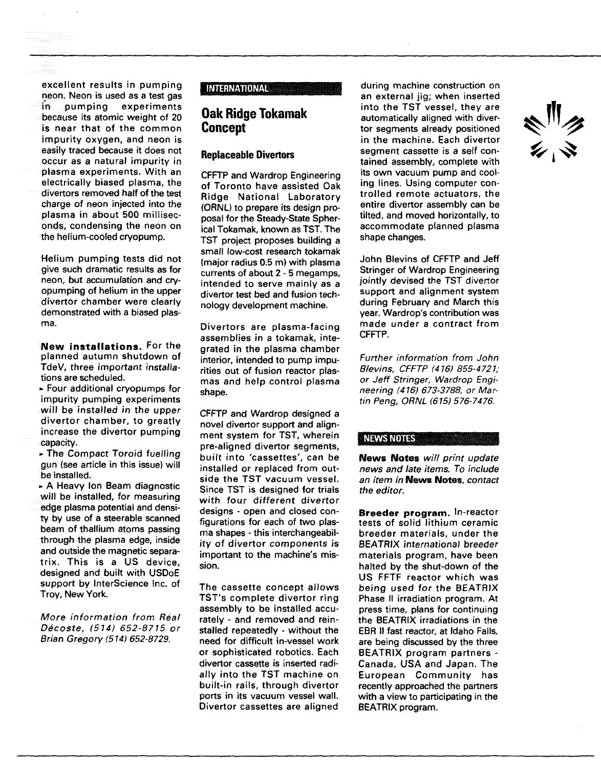excellent results in pumping neon. Neon is used as a test gas in pumping experiments because its atomic weight of 20 is near that of the common impurity oxygen, and neon is easily traced because it does not occur as a natural impurity in plasma experiments. With an electrically biased plasma, the divertors removed half of the test charge of neon injected into the plasma in about 500 milliseconds, condensing the neon on the helium-cooled cryopump.

Helium pumping tests did not give such dramatic results as for neon, but accumulation and cryopumping of helium in the upper divertor chamber were clearly demonstrated with a biased plasma.

**New installations.** For the planned autumn shutdown of TdeV, three important installations are scheduled.

- Four additional cryopumps for impurity pumping experiments will be installed in the upper divertor chamber, to greatly increase the divertor pumping capacity.
- The Compact Toroid fuelling gun (see article in this issue) will be installed.
- A Heavy Ion Beam diagnostic will be installed, for measuring edge plasma potential and density by use of a steerable scanned beam of thallium atoms passing through the plasma edge, inside and outside the magnetic separatrix. This is a US device, designed and built with USDoE support by InterScience Inc. of Troy, New York.

*More information from Réal Décoste, (514) 652-8715 or Brian Gregory (514) 652-8729.*

INTERNATIONAL

# Oak Ridge Tokamak Concept

### Replaceable Divertors

CFFTP and Wardrop Engineering of Toronto have assisted Oak Ridge National Laboratory (ORNL) to prepare its design proposal for the Steady-State Spherical Tokamak, known as TST. The TST project proposes building a small low-cost research tokamak (major radius 0.5 m) with plasma currents of about 2 - 5 megamps, intended to serve mainly as a divertor test bed and fusion technology development machine.

Divertors are plasma-facing assemblies in a tokamak, integrated in the plasma chamber interior, intended to pump impurities out of fusion reactor plasmas and help control plasma shape.

CFFTP and Wardrop designed a novel divertor support and alignment system for TST, wherein pre-aligned divertor segments, built into 'cassettes', can be installed or replaced from outside the TST vacuum vessel. Since TST is designed for trials with four different divertor designs - open and closed configurations for each of two plasma shapes - this interchangeability of divertor components is important to the machine's mission.

The cassette concept allows TST's complete divertor ring assembly to be installed accurately - and removed and reinstalled repeatedly - without the need for difficult in-vessel work or sophisticated robotics. Each divertor cassette is inserted radially into the TST machine on built-in rails, through divertor ports in its vacuum vessel wall. Divertor cassettes are aligned during machine construction on an external jig; when inserted into the TST vessel, they are automatically aligned with divertor segments already positioned in the machine. Each divertor segment cassette is a self contained assembly, complete with its own vacuum pump and cooling lines. Using computer controlled remote actuators, the entire divertor assembly can be tilted, and moved horizontally, to accommodate planned plasma shape changes.

John Blevins of CFFTP and Jeff Stringer of Wardrop Engineering jointly devised the TST divertor support and alignment system during February and March this year. Wardrop's contribution was made under a contract from CFFTP.

*Further information from John Blevins, CFFTP (416) 855-4721; or Jeff Stringer, Wardrop Engineering (416) 673-3788, or Martin Peng, ORNL (615) 576-7476.*

NEWS NOTES

**News Notes** *will print update news and late items. To include an item in* **News Notes**, *contact the editor.*

**Breeder program.** In-reactor tests of solid lithium ceramic breeder materials, under the BEATRIX international breeder materials program, have been halted by the shut-down of the US FFTF reactor which was being used for the BEATRIX Phase II irradiation program. At press time, plans for continuing the BEATRIX irradiations in the EBR II fast reactor, at Idaho Falls, are being discussed by the three BEATRIX program partners - Canada, USA and Japan. The European Community has recently approached the partners with a view to participating in the BEATRIX program.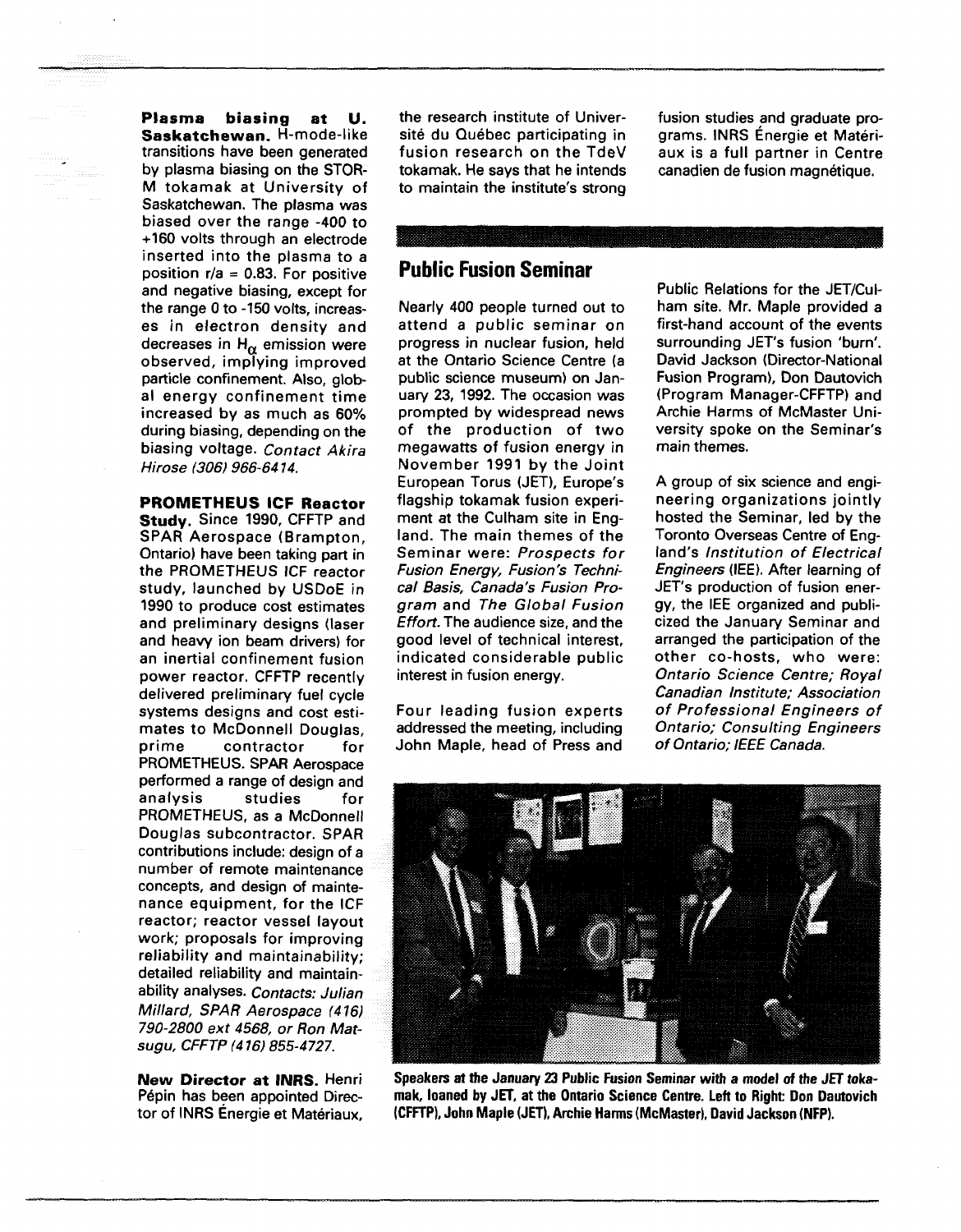**Plasma biasing at U. Saskatchewan.** H-mode-like transitions have been generated by plasma biasing on the STOR-M tokamak at University of Saskatchewan. The plasma was biased over the range -400 to +160 volts through an electrode inserted into the plasma to a position r/a = 0.83. For positive and negative biasing, except for the range 0 to -150 volts, increases in electron density and decreases in $H_\alpha$ emission were observed, implying improved particle confinement. Also, global energy confinement time increased by as much as 60% during biasing, depending on the biasing voltage. *Contact Akira Hirose (306) 966-6414.*

**PROMETHEUS ICF Reactor Study.** Since 1990, CFFTP and SPAR Aerospace (Brampton, Ontario) have been taking part in the PROMETHEUS ICF reactor study, launched by USDoE in 1990 to produce cost estimates and preliminary designs (laser and heavy ion beam drivers) for an inertial confinement fusion power reactor. CFFTP recently delivered preliminary fuel cycle systems designs and cost estimates to McDonnell Douglas, prime contractor for PROMETHEUS. SPAR Aerospace performed a range of design and analysis studies for PROMETHEUS, as a McDonnell Douglas subcontractor. SPAR contributions include: design of a number of remote maintenance concepts, and design of maintenance equipment, for the ICF reactor; reactor vessel layout work; proposals for improving reliability and maintainability; detailed reliability and maintainability analyses. *Contacts: Julian Millard, SPAR Aerospace (416) 790-2800 ext 4568, or Ron Matsugu, CFFTP (416) 855-4727.*

**New Director at INRS.** Henri Pépin has been appointed Director of INRS Énergie et Matériaux, the research institute of Université du Québec participating in fusion research on the TdeV tokamak. He says that he intends to maintain the institute's strong fusion studies and graduate programs. INRS Énergie et Matériaux is a full partner in Centre canadien de fusion magnétique.

## Public Fusion Seminar

Nearly 400 people turned out to attend a public seminar on progress in nuclear fusion, held at the Ontario Science Centre (a public science museum) on January 23, 1992. The occasion was prompted by widespread news of the production of two megawatts of fusion energy in November 1991 by the Joint European Torus (JET), Europe's flagship tokamak fusion experiment at the Culham site in England. The main themes of the Seminar were: *Prospects for Fusion Energy, Fusion's Technical Basis, Canada's Fusion Program* and *The Global Fusion Effort.* The audience size, and the good level of technical interest, indicated considerable public interest in fusion energy.

Four leading fusion experts addressed the meeting, including John Maple, head of Press and Public Relations for the JET/Culham site. Mr. Maple provided a first-hand account of the events surrounding JET's fusion 'burn'. David Jackson (Director-National Fusion Program), Don Dautovich (Program Manager-CFFTP) and Archie Harms of McMaster University spoke on the Seminar's main themes.

A group of six science and engineering organizations jointly hosted the Seminar, led by the Toronto Overseas Centre of England's *Institution of Electrical Engineers* (IEE). After learning of JET's production of fusion energy, the IEE organized and publicized the January Seminar and arranged the participation of the other co-hosts, who were: *Ontario Science Centre; Royal Canadian Institute; Association of Professional Engineers of Ontario; Consulting Engineers of Ontario; IEEE Canada.*

**Speakers at the January 23 Public Fusion Seminar with a model of the JET tokamak, loaned by JET, at the Ontario Science Centre. Left to Right: Don Dautovich (CFFTP), John Maple (JET), Archie Harms (McMaster), David Jackson (NFP).**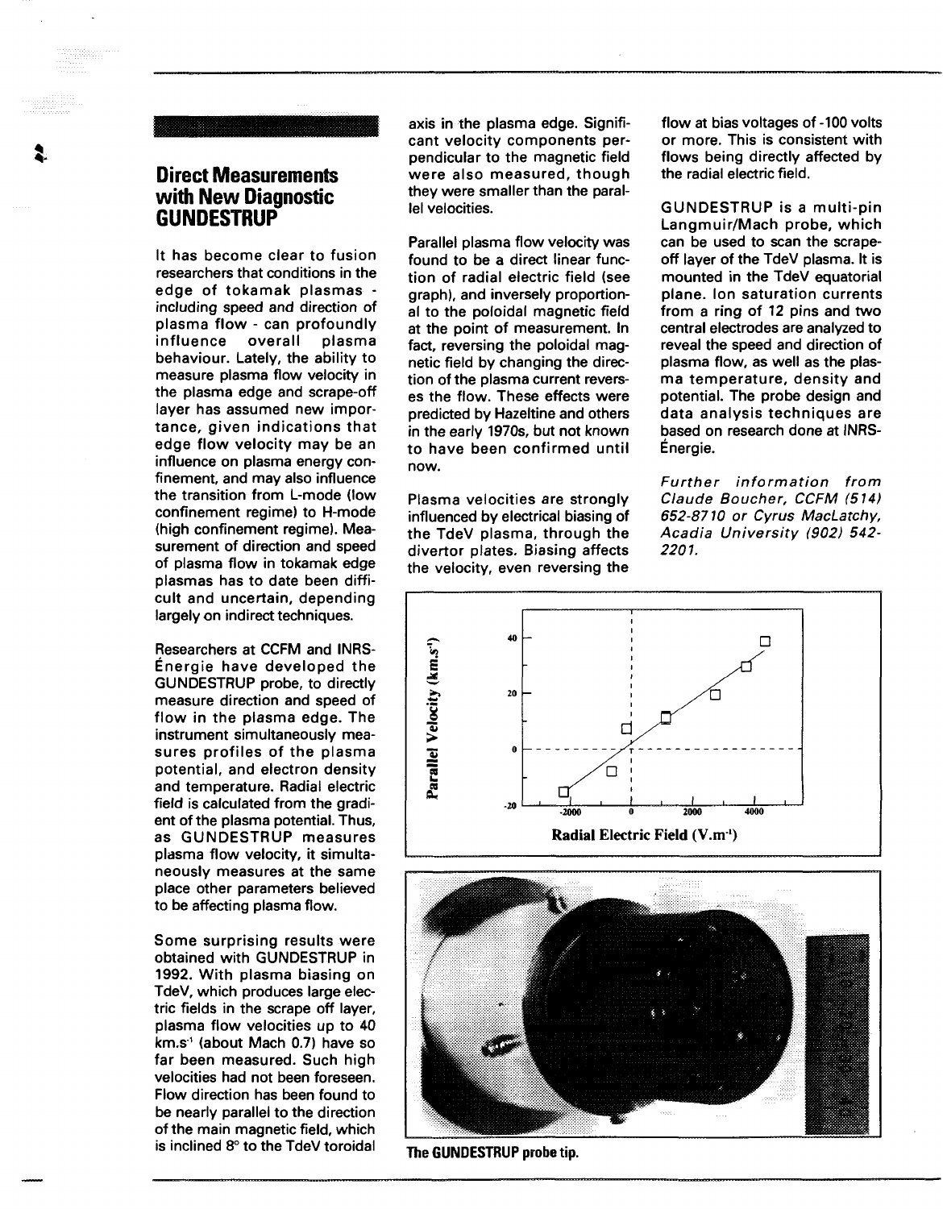## Direct Measurements with New Diagnostic GUNDESTRUP

It has become clear to fusion researchers that conditions in the edge of tokamak plasmas - including speed and direction of plasma flow - can profoundly influence overall plasma behaviour. Lately, the ability to measure plasma flow velocity in the plasma edge and scrape-off layer has assumed new importance, given indications that edge flow velocity may be an influence on plasma energy confinement, and may also influence the transition from L-mode (low confinement regime) to H-mode (high confinement regime). Measurement of direction and speed of plasma flow in tokamak edge plasmas has to date been difficult and uncertain, depending largely on indirect techniques.

Researchers at CCFM and INRS-Énergie have developed the GUNDESTRUP probe, to directly measure direction and speed of flow in the plasma edge. The instrument simultaneously measures profiles of the plasma potential, and electron density and temperature. Radial electric field is calculated from the gradient of the plasma potential. Thus, as GUNDESTRUP measures plasma flow velocity, it simultaneously measures at the same place other parameters believed to be affecting plasma flow.

Some surprising results were obtained with GUNDESTRUP in 1992. With plasma biasing on TdeV, which produces large electric fields in the scrape off layer, plasma flow velocities up to 40 km.s$^{-1}$ (about Mach 0.7) have so far been measured. Such high velocities had not been foreseen. Flow direction has been found to be nearly parallel to the direction of the main magnetic field, which is inclined 8° to the TdeV toroidal axis in the plasma edge. Significant velocity components perpendicular to the magnetic field were also measured, though they were smaller than the parallel velocities.

Parallel plasma flow velocity was found to be a direct linear function of radial electric field (see graph), and inversely proportional to the poloidal magnetic field at the point of measurement. In fact, reversing the poloidal magnetic field by changing the direction of the plasma current reverses the flow. These effects were predicted by Hazeltine and others in the early 1970s, but not known to have been confirmed until now.

Plasma velocities are strongly influenced by electrical biasing of the TdeV plasma, through the divertor plates. Biasing affects the velocity, even reversing the flow at bias voltages of -100 volts or more. This is consistent with flows being directly affected by the radial electric field.

GUNDESTRUP is a multi-pin Langmuir/Mach probe, which can be used to scan the scrape-off layer of the TdeV plasma. It is mounted in the TdeV equatorial plane. Ion saturation currents from a ring of 12 pins and two central electrodes are analyzed to reveal the speed and direction of plasma flow, as well as the plasma temperature, density and potential. The probe design and data analysis techniques are based on research done at INRS-Énergie.

*Further information from Claude Boucher, CCFM (514) 652-8710 or Cyrus MacLatchy, Acadia University (902) 542-2201.*

Parallel Velocity (km.s$^{-1}$) vs. Radial Electric Field (V.m$^{-1}$)

The GUNDESTRUP probe tip.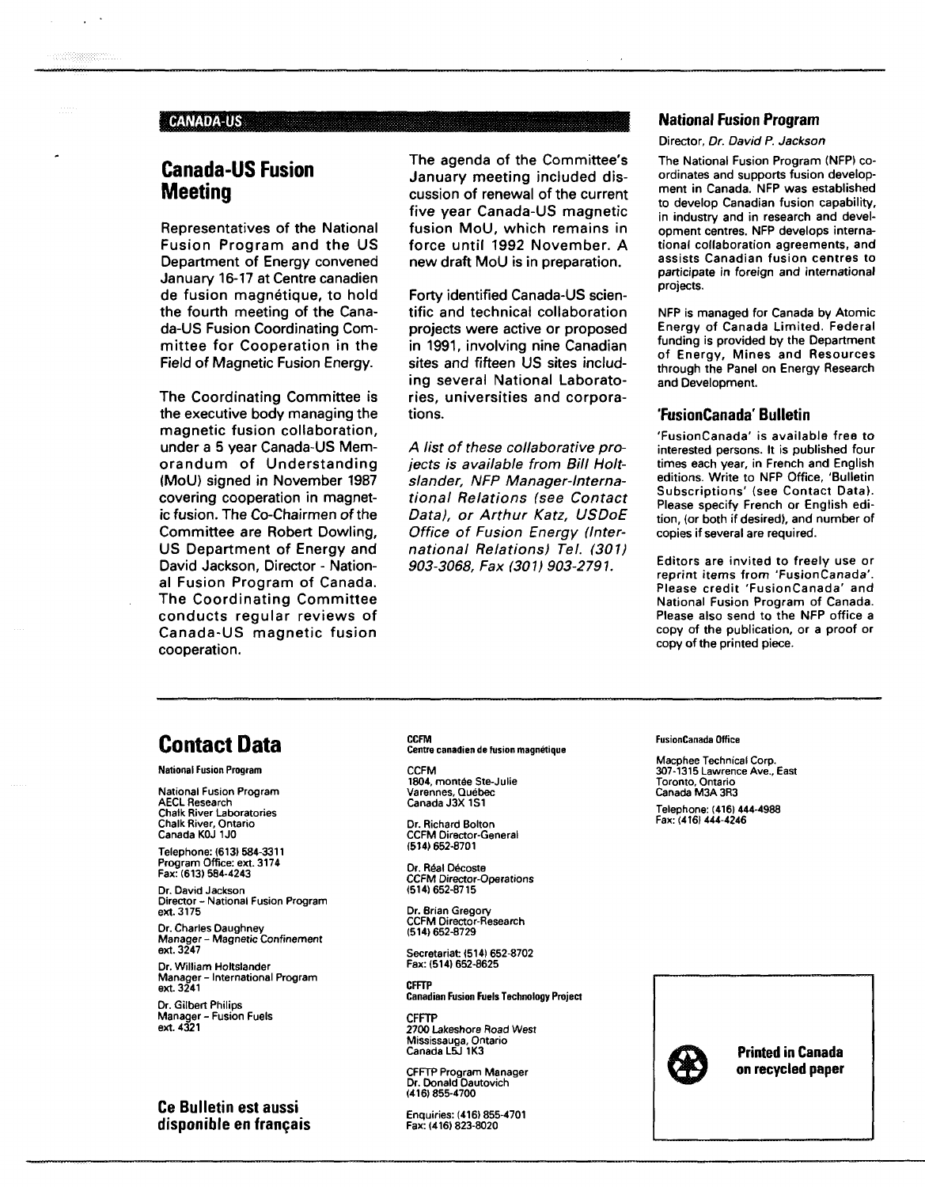CANADA-US

## Canada-US Fusion Meeting

Representatives of the National Fusion Program and the US Department of Energy convened January 16-17 at Centre canadien de fusion magnétique, to hold the fourth meeting of the Canada-US Fusion Coordinating Committee for Cooperation in the Field of Magnetic Fusion Energy.

The Coordinating Committee is the executive body managing the magnetic fusion collaboration, under a 5 year Canada-US Memorandum of Understanding (MoU) signed in November 1987 covering cooperation in magnetic fusion. The Co-Chairmen of the Committee are Robert Dowling, US Department of Energy and David Jackson, Director - National Fusion Program of Canada. The Coordinating Committee conducts regular reviews of Canada-US magnetic fusion cooperation.

The agenda of the Committee's January meeting included discussion of renewal of the current five year Canada-US magnetic fusion MoU, which remains in force until 1992 November. A new draft MoU is in preparation.

Forty identified Canada-US scientific and technical collaboration projects were active or proposed in 1991, involving nine Canadian sites and fifteen US sites including several National Laboratories, universities and corporations.

*A list of these collaborative projects is available from Bill Holtslander, NFP Manager-International Relations (see Contact Data), or Arthur Katz, USDoE Office of Fusion Energy (International Relations) Tel. (301) 903-3068, Fax (301) 903-2791.*

### National Fusion Program

Director, *Dr. David P. Jackson*

The National Fusion Program (NFP) coordinates and supports fusion development in Canada. NFP was established to develop Canadian fusion capability, in industry and in research and development centres. NFP develops international collaboration agreements, and assists Canadian fusion centres to participate in foreign and international projects.

NFP is managed for Canada by Atomic Energy of Canada Limited. Federal funding is provided by the Department of Energy, Mines and Resources through the Panel on Energy Research and Development.

### 'FusionCanada' Bulletin

'FusionCanada' is available free to interested persons. It is published four times each year, in French and English editions. Write to NFP Office, 'Bulletin Subscriptions' (see Contact Data). Please specify French or English edition, (or both if desired), and number of copies if several are required.

Editors are invited to freely use or reprint items from 'FusionCanada'. Please credit 'FusionCanada' and National Fusion Program of Canada. Please also send to the NFP office a copy of the publication, or a proof or copy of the printed piece.

## Contact Data

**National Fusion Program**

National Fusion Program
AECL Research
Chalk River Laboratories
Chalk River, Ontario
Canada K0J 1J0

Telephone: (613) 584-3311
Program Office: ext. 3174
Fax: (613) 584-4243

Dr. David Jackson
Director – National Fusion Program
ext. 3175

Dr. Charles Daughney
Manager – Magnetic Confinement
ext. 3247

Dr. William Holtslander
Manager – International Program
ext. 3241

Dr. Gilbert Philips
Manager – Fusion Fuels
ext. 4321

**CCFM**
**Centre canadien de fusion magnétique**

CCFM
1804, montée Ste-Julie
Varennes, Québec
Canada J3X 1S1

Dr. Richard Bolton
CCFM Director-General
(514) 652-8701

Dr. Réal Décoste
CCFM Director-Operations
(514) 652-8715

Dr. Brian Gregory
CCFM Director-Research
(514) 652-8729

Secretariat: (514) 652-8702
Fax: (514) 652-8625

**CFFTP**
**Canadian Fusion Fuels Technology Project**

CFFTP
2700 Lakeshore Road West
Mississauga, Ontario
Canada L5J 1K3

CFFTP Program Manager
Dr. Donald Dautovich
(416) 855-4700

Enquiries: (416) 855-4701
Fax: (416) 823-8020

**FusionCanada Office**

Macphee Technical Corp.
307-1315 Lawrence Ave., East
Toronto, Ontario
Canada M3A 3R3

Telephone: (416) 444-4988
Fax: (416) 444-4246

**Ce Bulletin est aussi disponible en français**

**Printed in Canada on recycled paper**